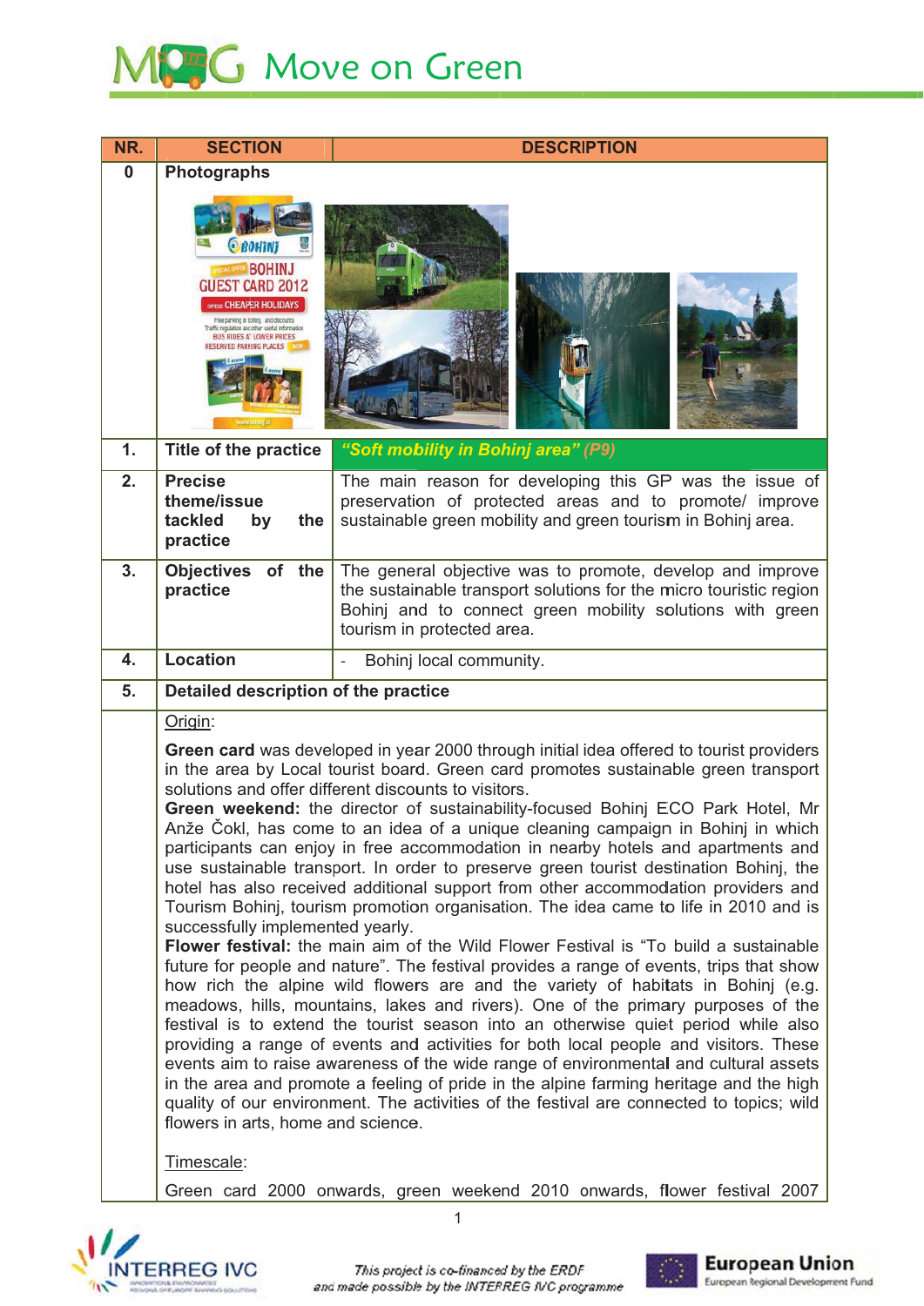| NR. | SECTION | DESCRIPTION |
|---|---|---|
| 0 | **Photographs** | |
| 1. | **Title of the practice** | ***"Soft mobility in Bohinj area" (P9)*** |
| 2. | **Precise theme/issue tackled by the practice** | The main reason for developing this GP was the issue of preservation of protected areas and to promote/ improve sustainable green mobility and green tourism in Bohinj area. |
| 3. | **Objectives of the practice** | The general objective was to promote, develop and improve the sustainable transport solutions for the micro touristic region Bohinj and to connect green mobility solutions with green tourism in protected area. |
| 4. | **Location** | - Bohinj local community. |
| 5. | **Detailed description of the practice** | |

Origin:

**Green card** was developed in year 2000 through initial idea offered to tourist providers in the area by Local tourist board. Green card promotes sustainable green transport solutions and offer different discounts to visitors.

**Green weekend:** the director of sustainability-focused Bohinj ECO Park Hotel, Mr Anže Čokl, has come to an idea of a unique cleaning campaign in Bohinj in which participants can enjoy in free accommodation in nearby hotels and apartments and use sustainable transport. In order to preserve green tourist destination Bohinj, the hotel has also received additional support from other accommodation providers and Tourism Bohinj, tourism promotion organisation. The idea came to life in 2010 and is successfully implemented yearly.

**Flower festival:** the main aim of the Wild Flower Festival is "To build a sustainable future for people and nature". The festival provides a range of events, trips that show how rich the alpine wild flowers are and the variety of habitats in Bohinj (e.g. meadows, hills, mountains, lakes and rivers). One of the primary purposes of the festival is to extend the tourist season into an otherwise quiet period while also providing a range of events and activities for both local people and visitors. These events aim to raise awareness of the wide range of environmental and cultural assets in the area and promote a feeling of pride in the alpine farming heritage and the high quality of our environment. The activities of the festival are connected to topics; wild flowers in arts, home and science.

Timescale:

Green card 2000 onwards, green weekend 2010 onwards, flower festival 2007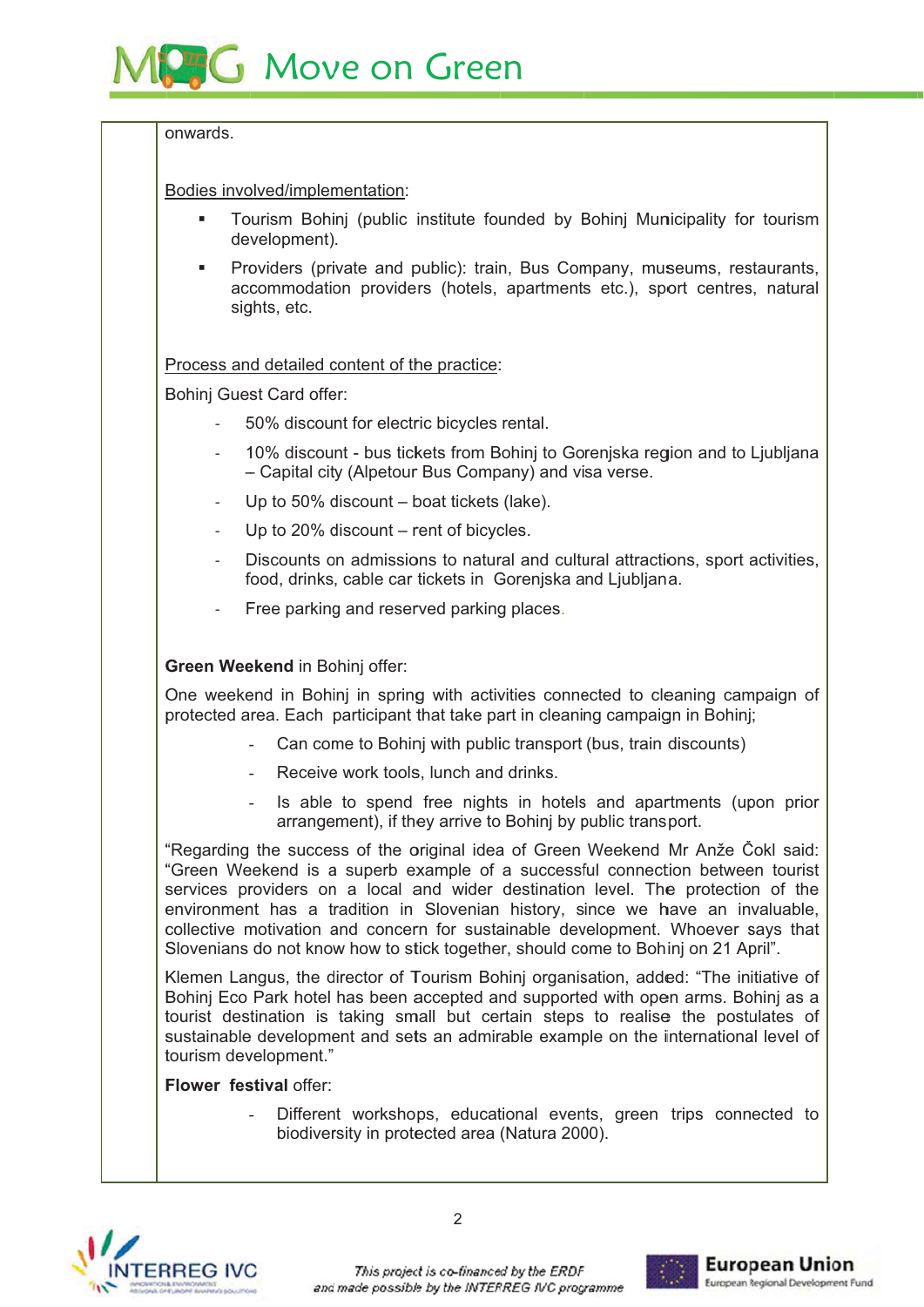onwards.

Bodies involved/implementation:

- Tourism Bohinj (public institute founded by Bohinj Municipality for tourism development).
- Providers (private and public): train, Bus Company, museums, restaurants, accommodation providers (hotels, apartments etc.), sport centres, natural sights, etc.

Process and detailed content of the practice:

Bohinj Guest Card offer:

- 50% discount for electric bicycles rental.
- 10% discount - bus tickets from Bohinj to Gorenjska region and to Ljubljana – Capital city (Alpetour Bus Company) and visa verse.
- Up to 50% discount – boat tickets (lake).
- Up to 20% discount – rent of bicycles.
- Discounts on admissions to natural and cultural attractions, sport activities, food, drinks, cable car tickets in Gorenjska and Ljubljana.
- Free parking and reserved parking places.

**Green Weekend** in Bohinj offer:

One weekend in Bohinj in spring with activities connected to cleaning campaign of protected area. Each participant that take part in cleaning campaign in Bohinj;

- Can come to Bohinj with public transport (bus, train discounts)
- Receive work tools, lunch and drinks.
- Is able to spend free nights in hotels and apartments (upon prior arrangement), if they arrive to Bohinj by public transport.

"Regarding the success of the original idea of Green Weekend Mr Anže Čokl said: "Green Weekend is a superb example of a successful connection between tourist services providers on a local and wider destination level. The protection of the environment has a tradition in Slovenian history, since we have an invaluable, collective motivation and concern for sustainable development. Whoever says that Slovenians do not know how to stick together, should come to Bohinj on 21 April".

Klemen Langus, the director of Tourism Bohinj organisation, added: "The initiative of Bohinj Eco Park hotel has been accepted and supported with open arms. Bohinj as a tourist destination is taking small but certain steps to realise the postulates of sustainable development and sets an admirable example on the international level of tourism development."

**Flower festival** offer:

- Different workshops, educational events, green trips connected to biodiversity in protected area (Natura 2000).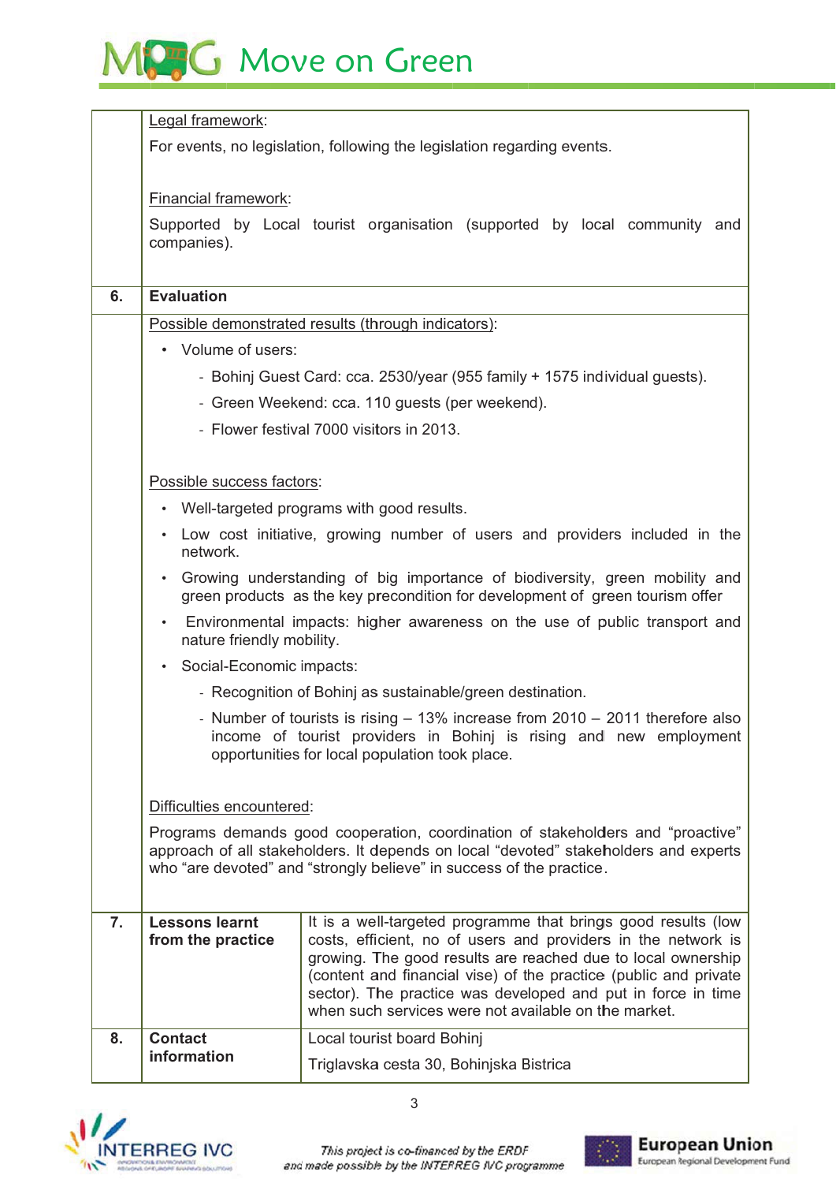| | | |
|---|---|---|
| | Legal framework:<br><br>For events, no legislation, following the legislation regarding events.<br><br>Financial framework:<br><br>Supported by Local tourist organisation (supported by local community and companies). | |
| **6.** | **Evaluation** | |
| | Possible demonstrated results (through indicators):<br><br>• Volume of users:<br>- Bohinj Guest Card: cca. 2530/year (955 family + 1575 individual guests).<br>- Green Weekend: cca. 110 guests (per weekend).<br>- Flower festival 7000 visitors in 2013.<br><br>Possible success factors:<br><br>• Well-targeted programs with good results.<br>• Low cost initiative, growing number of users and providers included in the network.<br>• Growing understanding of big importance of biodiversity, green mobility and green products as the key precondition for development of green tourism offer<br>• Environmental impacts: higher awareness on the use of public transport and nature friendly mobility.<br>• Social-Economic impacts:<br>- Recognition of Bohinj as sustainable/green destination.<br>- Number of tourists is rising – 13% increase from 2010 – 2011 therefore also income of tourist providers in Bohinj is rising and new employment opportunities for local population took place.<br><br>Difficulties encountered:<br><br>Programs demands good cooperation, coordination of stakeholders and "proactive" approach of all stakeholders. It depends on local "devoted" stakeholders and experts who "are devoted" and "strongly believe" in success of the practice. | |
| **7.** | **Lessons learnt from the practice** | It is a well-targeted programme that brings good results (low costs, efficient, no of users and providers in the network is growing. The good results are reached due to local ownership (content and financial vise) of the practice (public and private sector). The practice was developed and put in force in time when such services were not available on the market. |
| **8.** | **Contact information** | Local tourist board Bohinj<br><br>Triglavska cesta 30, Bohinjska Bistrica |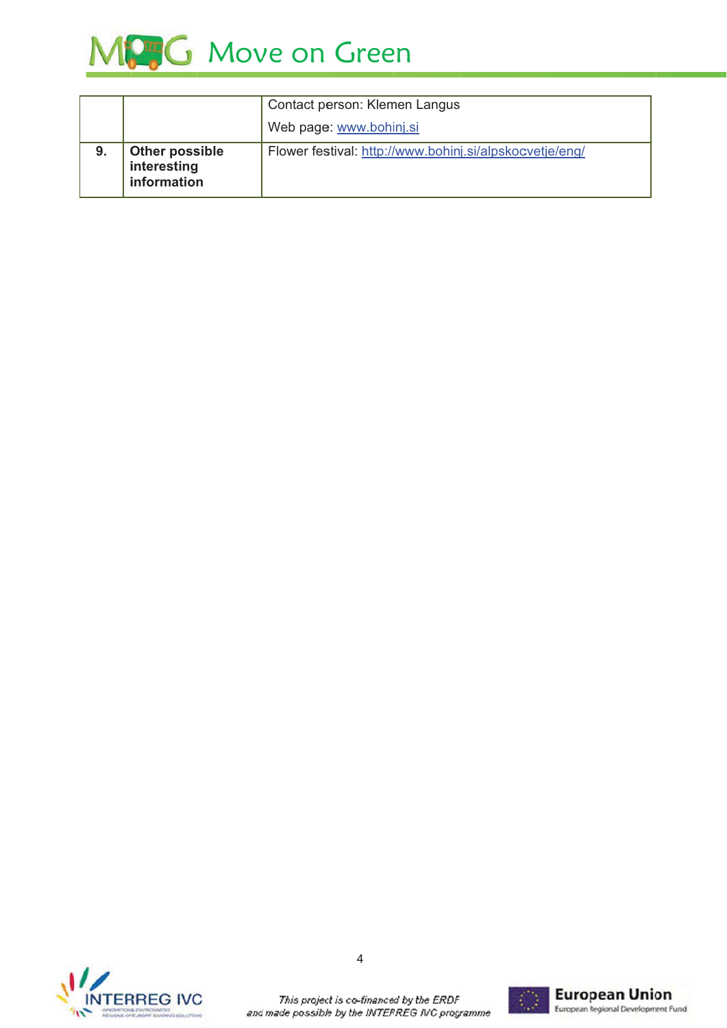| | | |
|---|---|---|
| | | Contact person: Klemen Langus<br>Web page: www.bohinj.si |
| 9. | **Other possible interesting information** | Flower festival: http://www.bohinj.si/alpskocvetje/eng/ |